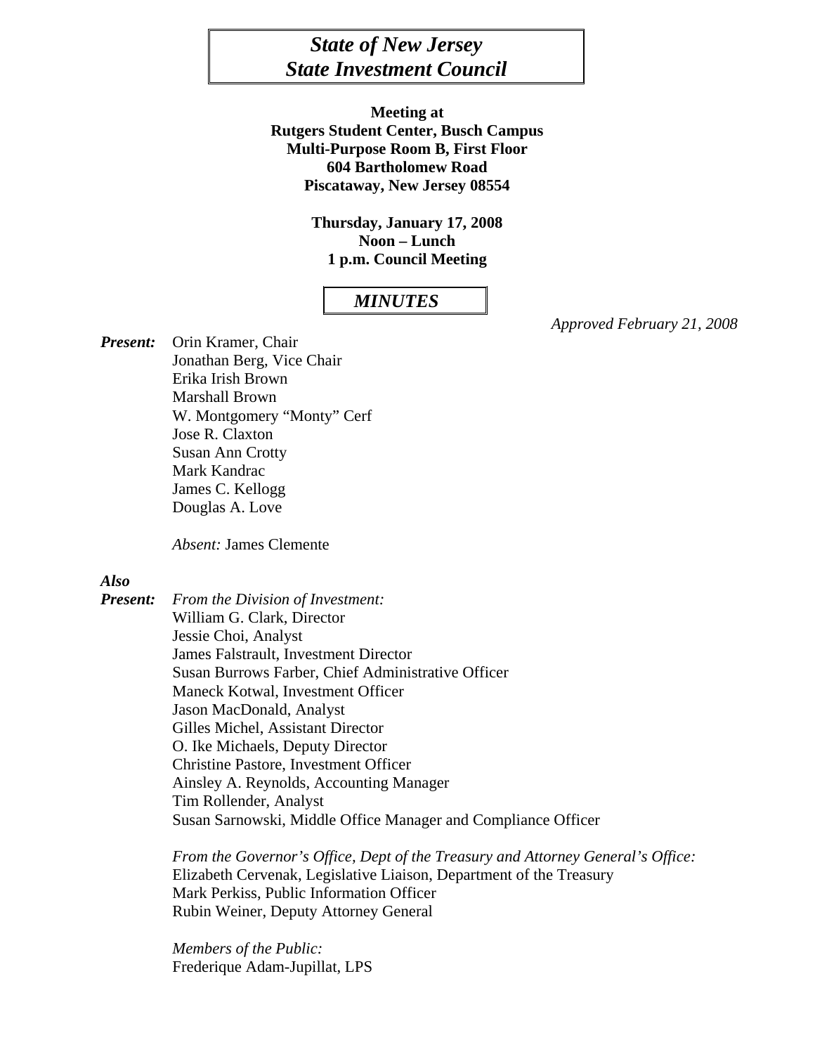# *State of New Jersey*
# *State Investment Council*

**Meeting at**
**Rutgers Student Center, Busch Campus**
**Multi-Purpose Room B, First Floor**
**604 Bartholomew Road**
**Piscataway, New Jersey 08554**

**Thursday, January 17, 2008**
**Noon – Lunch**
**1 p.m. Council Meeting**

## *MINUTES*

*Approved February 21, 2008*

***Present:***
Orin Kramer, Chair
Jonathan Berg, Vice Chair
Erika Irish Brown
Marshall Brown
W. Montgomery "Monty" Cerf
Jose R. Claxton
Susan Ann Crotty
Mark Kandrac
James C. Kellogg
Douglas A. Love

*Absent:* James Clemente

***Also Present:***

*From the Division of Investment:*
William G. Clark, Director
Jessie Choi, Analyst
James Falstrault, Investment Director
Susan Burrows Farber, Chief Administrative Officer
Maneck Kotwal, Investment Officer
Jason MacDonald, Analyst
Gilles Michel, Assistant Director
O. Ike Michaels, Deputy Director
Christine Pastore, Investment Officer
Ainsley A. Reynolds, Accounting Manager
Tim Rollender, Analyst
Susan Sarnowski, Middle Office Manager and Compliance Officer

*From the Governor's Office, Dept of the Treasury and Attorney General's Office:*
Elizabeth Cervenak, Legislative Liaison, Department of the Treasury
Mark Perkiss, Public Information Officer
Rubin Weiner, Deputy Attorney General

*Members of the Public:*
Frederique Adam-Jupillat, LPS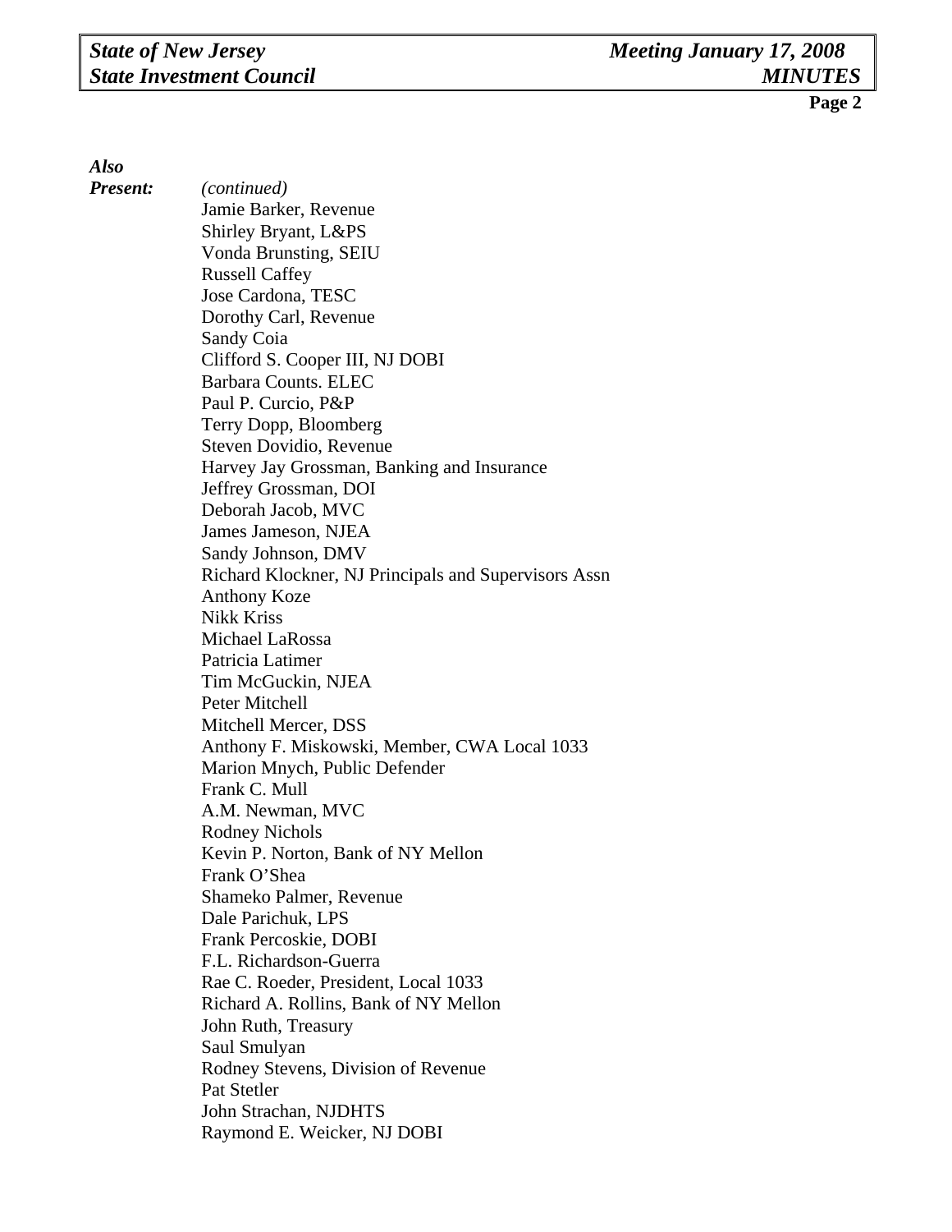***Also Present:*** *(continued)*

Jamie Barker, Revenue
Shirley Bryant, L&PS
Vonda Brunsting, SEIU
Russell Caffey
Jose Cardona, TESC
Dorothy Carl, Revenue
Sandy Coia
Clifford S. Cooper III, NJ DOBI
Barbara Counts. ELEC
Paul P. Curcio, P&P
Terry Dopp, Bloomberg
Steven Dovidio, Revenue
Harvey Jay Grossman, Banking and Insurance
Jeffrey Grossman, DOI
Deborah Jacob, MVC
James Jameson, NJEA
Sandy Johnson, DMV
Richard Klockner, NJ Principals and Supervisors Assn
Anthony Koze
Nikk Kriss
Michael LaRossa
Patricia Latimer
Tim McGuckin, NJEA
Peter Mitchell
Mitchell Mercer, DSS
Anthony F. Miskowski, Member, CWA Local 1033
Marion Mnych, Public Defender
Frank C. Mull
A.M. Newman, MVC
Rodney Nichols
Kevin P. Norton, Bank of NY Mellon
Frank O'Shea
Shameko Palmer, Revenue
Dale Parichuk, LPS
Frank Percoskie, DOBI
F.L. Richardson-Guerra
Rae C. Roeder, President, Local 1033
Richard A. Rollins, Bank of NY Mellon
John Ruth, Treasury
Saul Smulyan
Rodney Stevens, Division of Revenue
Pat Stetler
John Strachan, NJDHTS
Raymond E. Weicker, NJ DOBI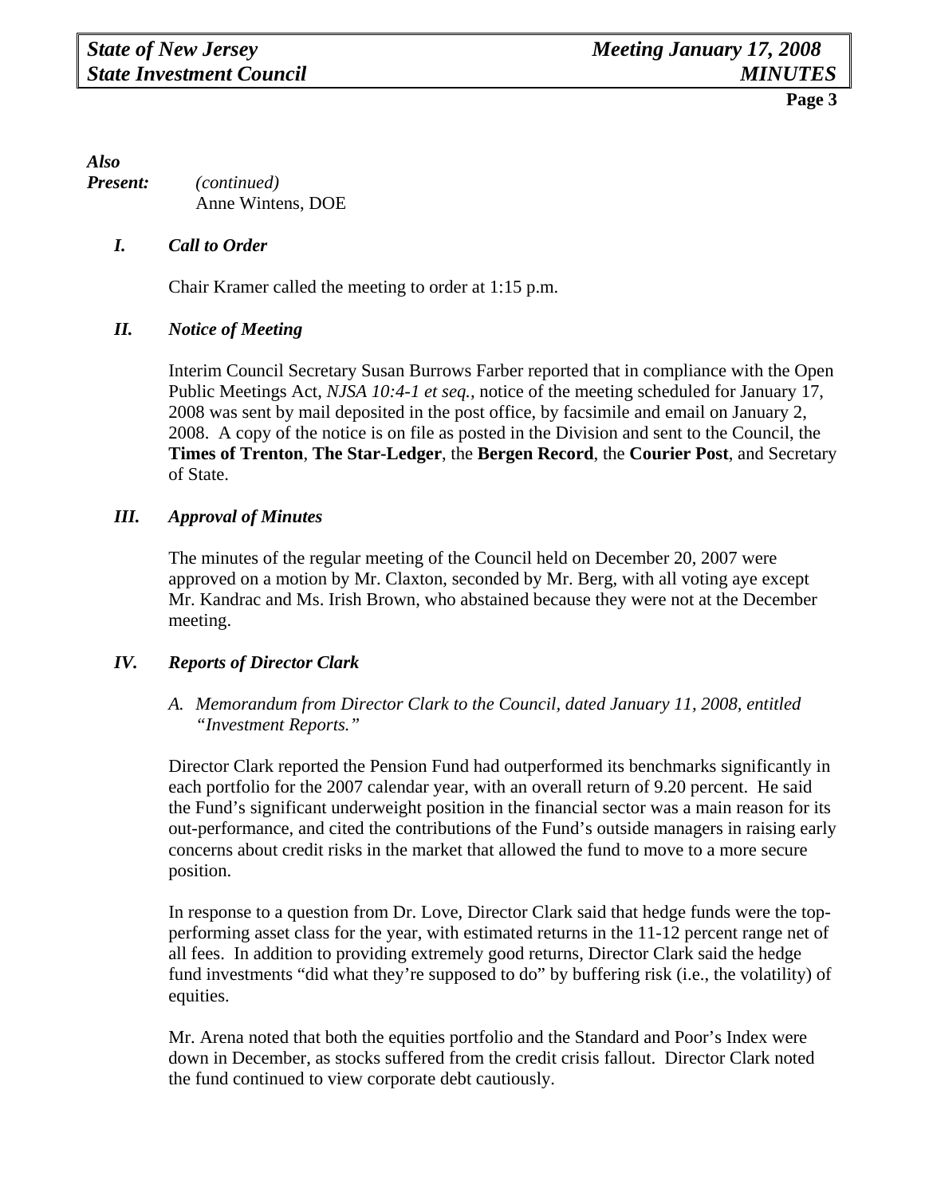***Also Present:*** *(continued)*
Anne Wintens, DOE

## *I. Call to Order*

Chair Kramer called the meeting to order at 1:15 p.m.

## *II. Notice of Meeting*

Interim Council Secretary Susan Burrows Farber reported that in compliance with the Open Public Meetings Act, *NJSA 10:4-1 et seq.,* notice of the meeting scheduled for January 17, 2008 was sent by mail deposited in the post office, by facsimile and email on January 2, 2008. A copy of the notice is on file as posted in the Division and sent to the Council, the **Times of Trenton**, **The Star-Ledger**, the **Bergen Record**, the **Courier Post**, and Secretary of State.

## *III. Approval of Minutes*

The minutes of the regular meeting of the Council held on December 20, 2007 were approved on a motion by Mr. Claxton, seconded by Mr. Berg, with all voting aye except Mr. Kandrac and Ms. Irish Brown, who abstained because they were not at the December meeting.

## *IV. Reports of Director Clark*

### *A. Memorandum from Director Clark to the Council, dated January 11, 2008, entitled "Investment Reports."*

Director Clark reported the Pension Fund had outperformed its benchmarks significantly in each portfolio for the 2007 calendar year, with an overall return of 9.20 percent. He said the Fund's significant underweight position in the financial sector was a main reason for its out-performance, and cited the contributions of the Fund's outside managers in raising early concerns about credit risks in the market that allowed the fund to move to a more secure position.

In response to a question from Dr. Love, Director Clark said that hedge funds were the top-performing asset class for the year, with estimated returns in the 11-12 percent range net of all fees. In addition to providing extremely good returns, Director Clark said the hedge fund investments "did what they're supposed to do" by buffering risk (i.e., the volatility) of equities.

Mr. Arena noted that both the equities portfolio and the Standard and Poor's Index were down in December, as stocks suffered from the credit crisis fallout. Director Clark noted the fund continued to view corporate debt cautiously.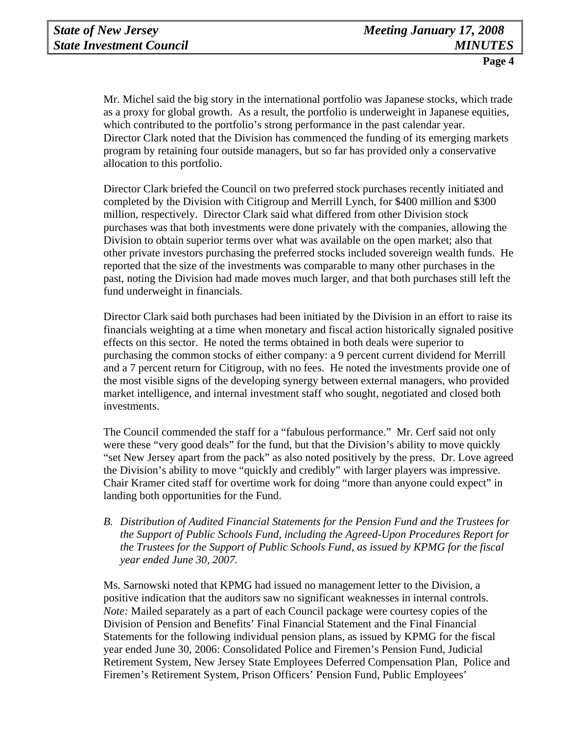Mr. Michel said the big story in the international portfolio was Japanese stocks, which trade as a proxy for global growth. As a result, the portfolio is underweight in Japanese equities, which contributed to the portfolio's strong performance in the past calendar year. Director Clark noted that the Division has commenced the funding of its emerging markets program by retaining four outside managers, but so far has provided only a conservative allocation to this portfolio.

Director Clark briefed the Council on two preferred stock purchases recently initiated and completed by the Division with Citigroup and Merrill Lynch, for $400 million and $300 million, respectively. Director Clark said what differed from other Division stock purchases was that both investments were done privately with the companies, allowing the Division to obtain superior terms over what was available on the open market; also that other private investors purchasing the preferred stocks included sovereign wealth funds. He reported that the size of the investments was comparable to many other purchases in the past, noting the Division had made moves much larger, and that both purchases still left the fund underweight in financials.

Director Clark said both purchases had been initiated by the Division in an effort to raise its financials weighting at a time when monetary and fiscal action historically signaled positive effects on this sector. He noted the terms obtained in both deals were superior to purchasing the common stocks of either company: a 9 percent current dividend for Merrill and a 7 percent return for Citigroup, with no fees. He noted the investments provide one of the most visible signs of the developing synergy between external managers, who provided market intelligence, and internal investment staff who sought, negotiated and closed both investments.

The Council commended the staff for a "fabulous performance." Mr. Cerf said not only were these "very good deals" for the fund, but that the Division's ability to move quickly "set New Jersey apart from the pack" as also noted positively by the press. Dr. Love agreed the Division's ability to move "quickly and credibly" with larger players was impressive. Chair Kramer cited staff for overtime work for doing "more than anyone could expect" in landing both opportunities for the Fund.

*B. Distribution of Audited Financial Statements for the Pension Fund and the Trustees for the Support of Public Schools Fund, including the Agreed-Upon Procedures Report for the Trustees for the Support of Public Schools Fund, as issued by KPMG for the fiscal year ended June 30, 2007.*

Ms. Sarnowski noted that KPMG had issued no management letter to the Division, a positive indication that the auditors saw no significant weaknesses in internal controls. *Note:* Mailed separately as a part of each Council package were courtesy copies of the Division of Pension and Benefits' Final Financial Statement and the Final Financial Statements for the following individual pension plans, as issued by KPMG for the fiscal year ended June 30, 2006: Consolidated Police and Firemen's Pension Fund, Judicial Retirement System, New Jersey State Employees Deferred Compensation Plan, Police and Firemen's Retirement System, Prison Officers' Pension Fund, Public Employees'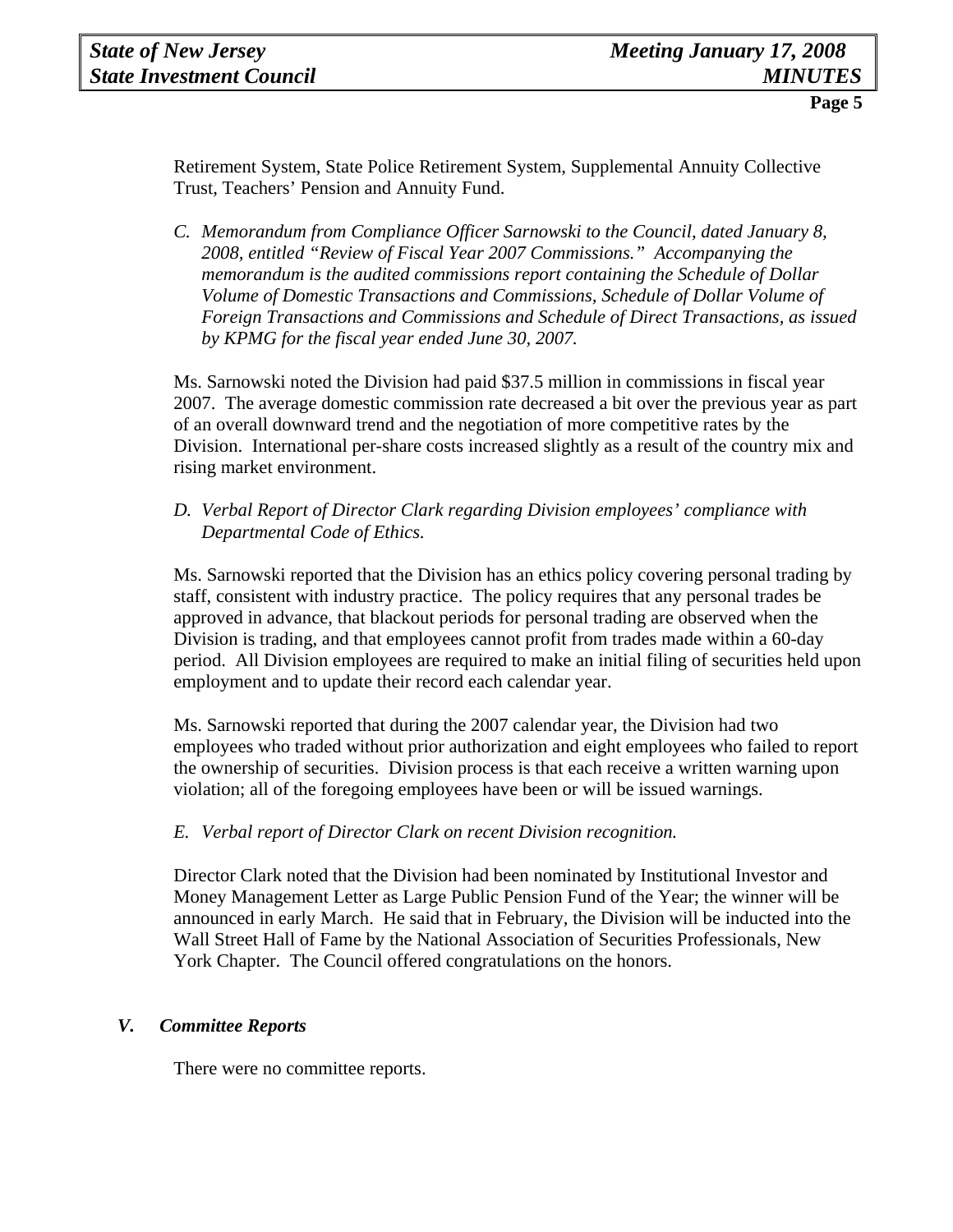Retirement System, State Police Retirement System, Supplemental Annuity Collective Trust, Teachers' Pension and Annuity Fund.

*C. Memorandum from Compliance Officer Sarnowski to the Council, dated January 8, 2008, entitled "Review of Fiscal Year 2007 Commissions." Accompanying the memorandum is the audited commissions report containing the Schedule of Dollar Volume of Domestic Transactions and Commissions, Schedule of Dollar Volume of Foreign Transactions and Commissions and Schedule of Direct Transactions, as issued by KPMG for the fiscal year ended June 30, 2007.*

Ms. Sarnowski noted the Division had paid $37.5 million in commissions in fiscal year 2007. The average domestic commission rate decreased a bit over the previous year as part of an overall downward trend and the negotiation of more competitive rates by the Division. International per-share costs increased slightly as a result of the country mix and rising market environment.

*D. Verbal Report of Director Clark regarding Division employees' compliance with Departmental Code of Ethics.*

Ms. Sarnowski reported that the Division has an ethics policy covering personal trading by staff, consistent with industry practice. The policy requires that any personal trades be approved in advance, that blackout periods for personal trading are observed when the Division is trading, and that employees cannot profit from trades made within a 60-day period. All Division employees are required to make an initial filing of securities held upon employment and to update their record each calendar year.

Ms. Sarnowski reported that during the 2007 calendar year, the Division had two employees who traded without prior authorization and eight employees who failed to report the ownership of securities. Division process is that each receive a written warning upon violation; all of the foregoing employees have been or will be issued warnings.

*E. Verbal report of Director Clark on recent Division recognition.*

Director Clark noted that the Division had been nominated by Institutional Investor and Money Management Letter as Large Public Pension Fund of the Year; the winner will be announced in early March. He said that in February, the Division will be inducted into the Wall Street Hall of Fame by the National Association of Securities Professionals, New York Chapter. The Council offered congratulations on the honors.

## *V. Committee Reports*

There were no committee reports.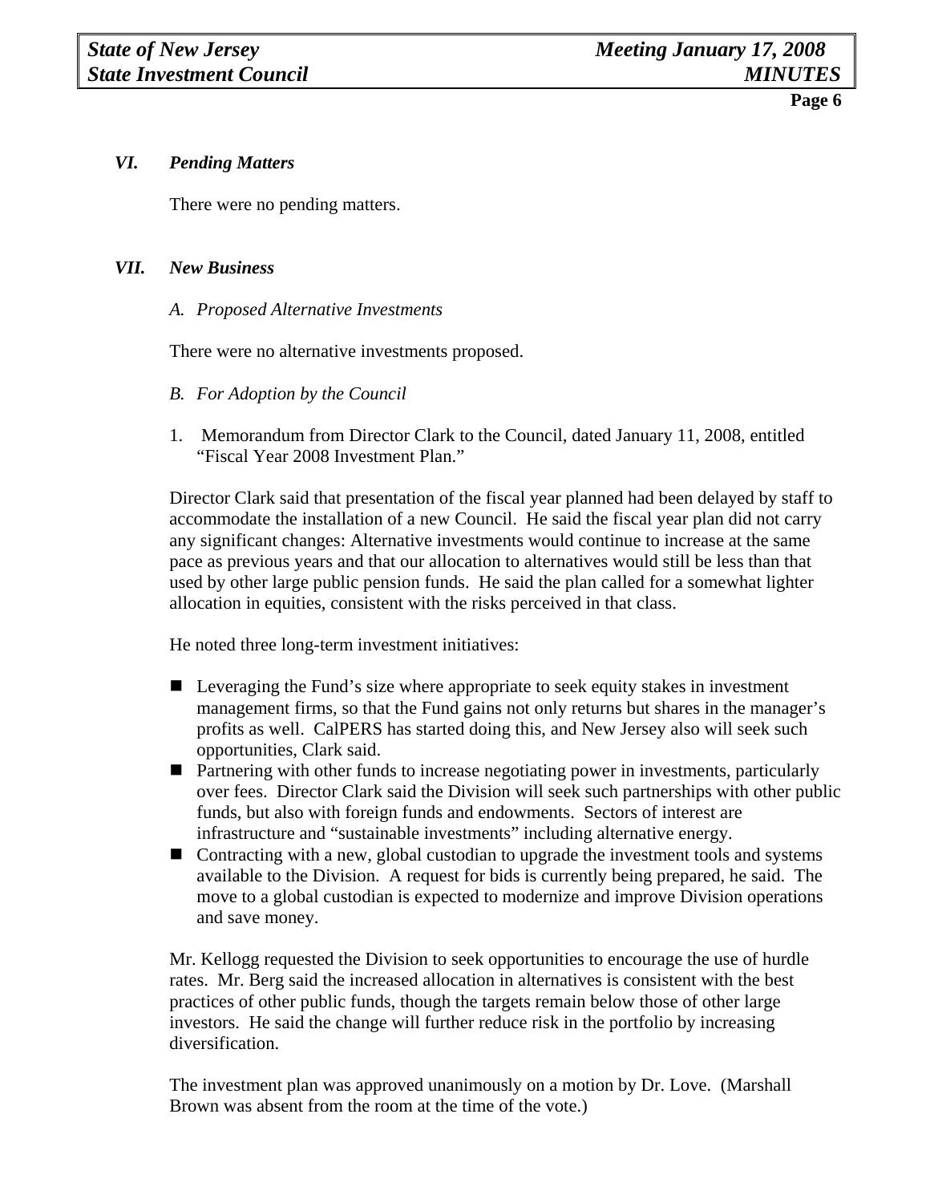## *VI. Pending Matters*

There were no pending matters.

## *VII. New Business*

### *A. Proposed Alternative Investments*

There were no alternative investments proposed.

### *B. For Adoption by the Council*

1. Memorandum from Director Clark to the Council, dated January 11, 2008, entitled "Fiscal Year 2008 Investment Plan."

Director Clark said that presentation of the fiscal year planned had been delayed by staff to accommodate the installation of a new Council. He said the fiscal year plan did not carry any significant changes: Alternative investments would continue to increase at the same pace as previous years and that our allocation to alternatives would still be less than that used by other large public pension funds. He said the plan called for a somewhat lighter allocation in equities, consistent with the risks perceived in that class.

He noted three long-term investment initiatives:

- Leveraging the Fund's size where appropriate to seek equity stakes in investment management firms, so that the Fund gains not only returns but shares in the manager's profits as well. CalPERS has started doing this, and New Jersey also will seek such opportunities, Clark said.
- Partnering with other funds to increase negotiating power in investments, particularly over fees. Director Clark said the Division will seek such partnerships with other public funds, but also with foreign funds and endowments. Sectors of interest are infrastructure and "sustainable investments" including alternative energy.
- Contracting with a new, global custodian to upgrade the investment tools and systems available to the Division. A request for bids is currently being prepared, he said. The move to a global custodian is expected to modernize and improve Division operations and save money.

Mr. Kellogg requested the Division to seek opportunities to encourage the use of hurdle rates. Mr. Berg said the increased allocation in alternatives is consistent with the best practices of other public funds, though the targets remain below those of other large investors. He said the change will further reduce risk in the portfolio by increasing diversification.

The investment plan was approved unanimously on a motion by Dr. Love. (Marshall Brown was absent from the room at the time of the vote.)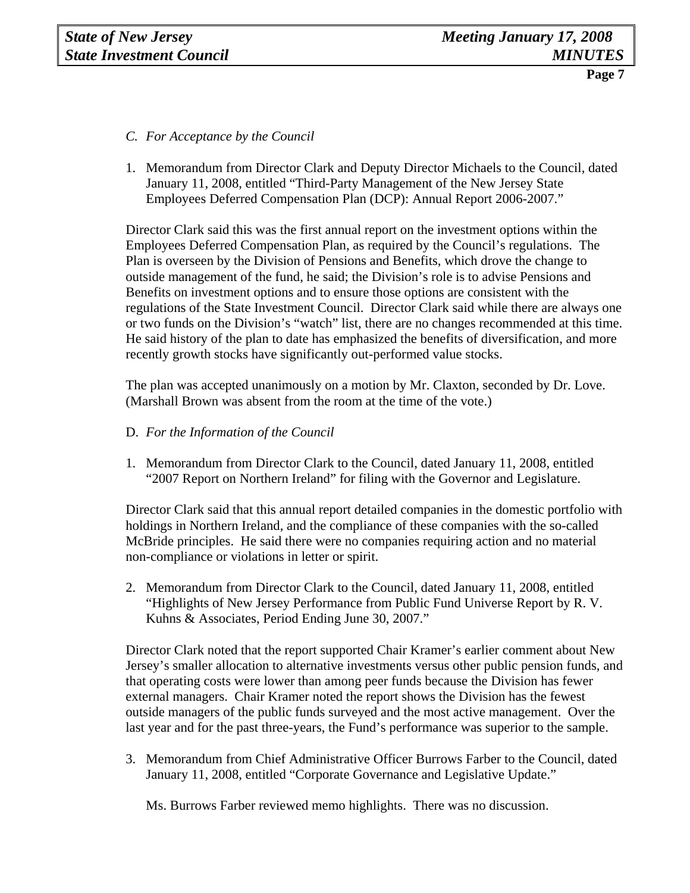*C. For Acceptance by the Council*

1. Memorandum from Director Clark and Deputy Director Michaels to the Council, dated January 11, 2008, entitled "Third-Party Management of the New Jersey State Employees Deferred Compensation Plan (DCP): Annual Report 2006-2007."

Director Clark said this was the first annual report on the investment options within the Employees Deferred Compensation Plan, as required by the Council's regulations. The Plan is overseen by the Division of Pensions and Benefits, which drove the change to outside management of the fund, he said; the Division's role is to advise Pensions and Benefits on investment options and to ensure those options are consistent with the regulations of the State Investment Council. Director Clark said while there are always one or two funds on the Division's "watch" list, there are no changes recommended at this time. He said history of the plan to date has emphasized the benefits of diversification, and more recently growth stocks have significantly out-performed value stocks.

The plan was accepted unanimously on a motion by Mr. Claxton, seconded by Dr. Love. (Marshall Brown was absent from the room at the time of the vote.)

D. *For the Information of the Council*

1. Memorandum from Director Clark to the Council, dated January 11, 2008, entitled "2007 Report on Northern Ireland" for filing with the Governor and Legislature.

Director Clark said that this annual report detailed companies in the domestic portfolio with holdings in Northern Ireland, and the compliance of these companies with the so-called McBride principles. He said there were no companies requiring action and no material non-compliance or violations in letter or spirit.

2. Memorandum from Director Clark to the Council, dated January 11, 2008, entitled "Highlights of New Jersey Performance from Public Fund Universe Report by R. V. Kuhns & Associates, Period Ending June 30, 2007."

Director Clark noted that the report supported Chair Kramer's earlier comment about New Jersey's smaller allocation to alternative investments versus other public pension funds, and that operating costs were lower than among peer funds because the Division has fewer external managers. Chair Kramer noted the report shows the Division has the fewest outside managers of the public funds surveyed and the most active management. Over the last year and for the past three-years, the Fund's performance was superior to the sample.

3. Memorandum from Chief Administrative Officer Burrows Farber to the Council, dated January 11, 2008, entitled "Corporate Governance and Legislative Update."

   Ms. Burrows Farber reviewed memo highlights. There was no discussion.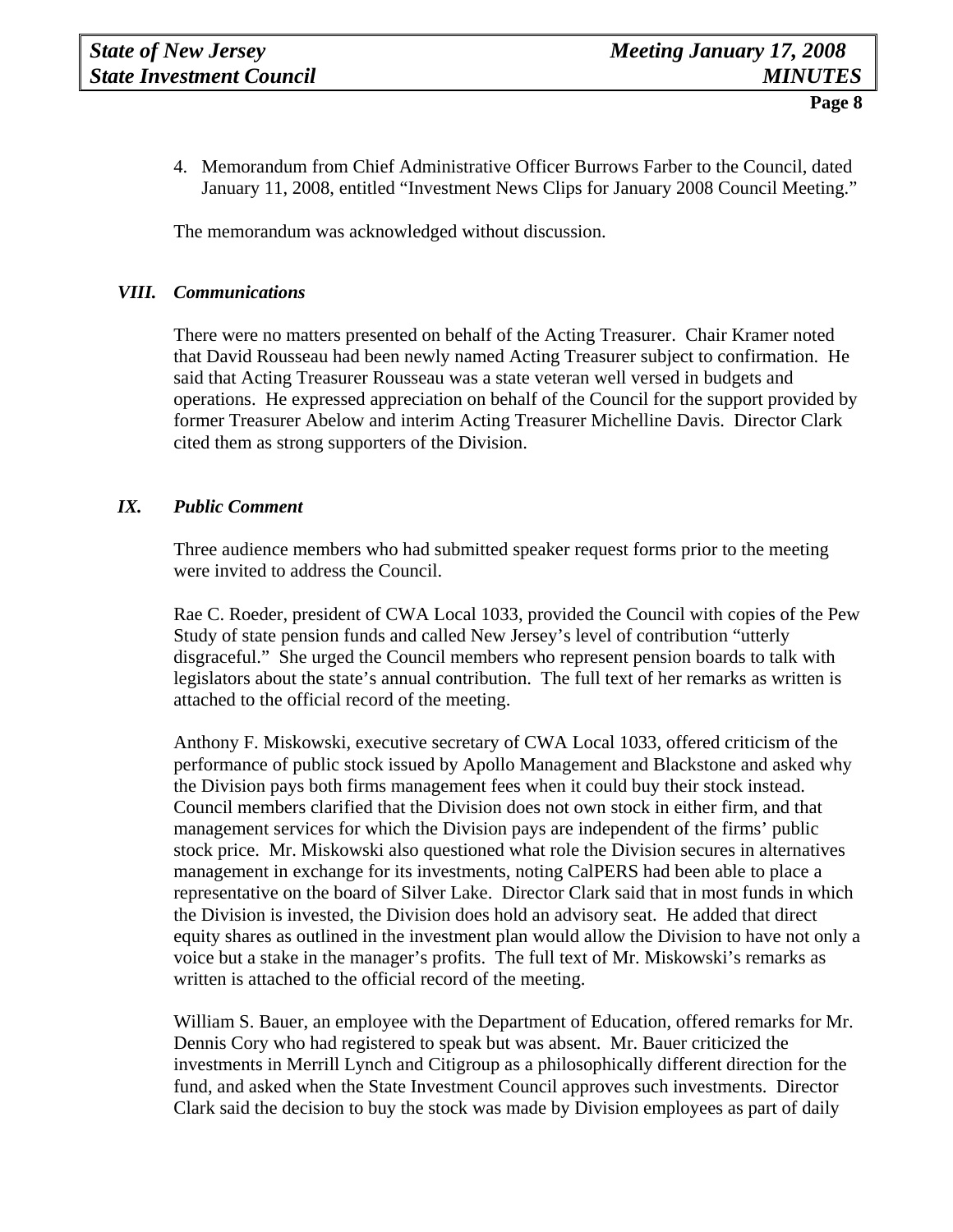4. Memorandum from Chief Administrative Officer Burrows Farber to the Council, dated January 11, 2008, entitled "Investment News Clips for January 2008 Council Meeting."

The memorandum was acknowledged without discussion.

## *VIII. Communications*

There were no matters presented on behalf of the Acting Treasurer. Chair Kramer noted that David Rousseau had been newly named Acting Treasurer subject to confirmation. He said that Acting Treasurer Rousseau was a state veteran well versed in budgets and operations. He expressed appreciation on behalf of the Council for the support provided by former Treasurer Abelow and interim Acting Treasurer Michelline Davis. Director Clark cited them as strong supporters of the Division.

## *IX. Public Comment*

Three audience members who had submitted speaker request forms prior to the meeting were invited to address the Council.

Rae C. Roeder, president of CWA Local 1033, provided the Council with copies of the Pew Study of state pension funds and called New Jersey's level of contribution "utterly disgraceful." She urged the Council members who represent pension boards to talk with legislators about the state's annual contribution. The full text of her remarks as written is attached to the official record of the meeting.

Anthony F. Miskowski, executive secretary of CWA Local 1033, offered criticism of the performance of public stock issued by Apollo Management and Blackstone and asked why the Division pays both firms management fees when it could buy their stock instead. Council members clarified that the Division does not own stock in either firm, and that management services for which the Division pays are independent of the firms' public stock price. Mr. Miskowski also questioned what role the Division secures in alternatives management in exchange for its investments, noting CalPERS had been able to place a representative on the board of Silver Lake. Director Clark said that in most funds in which the Division is invested, the Division does hold an advisory seat. He added that direct equity shares as outlined in the investment plan would allow the Division to have not only a voice but a stake in the manager's profits. The full text of Mr. Miskowski's remarks as written is attached to the official record of the meeting.

William S. Bauer, an employee with the Department of Education, offered remarks for Mr. Dennis Cory who had registered to speak but was absent. Mr. Bauer criticized the investments in Merrill Lynch and Citigroup as a philosophically different direction for the fund, and asked when the State Investment Council approves such investments. Director Clark said the decision to buy the stock was made by Division employees as part of daily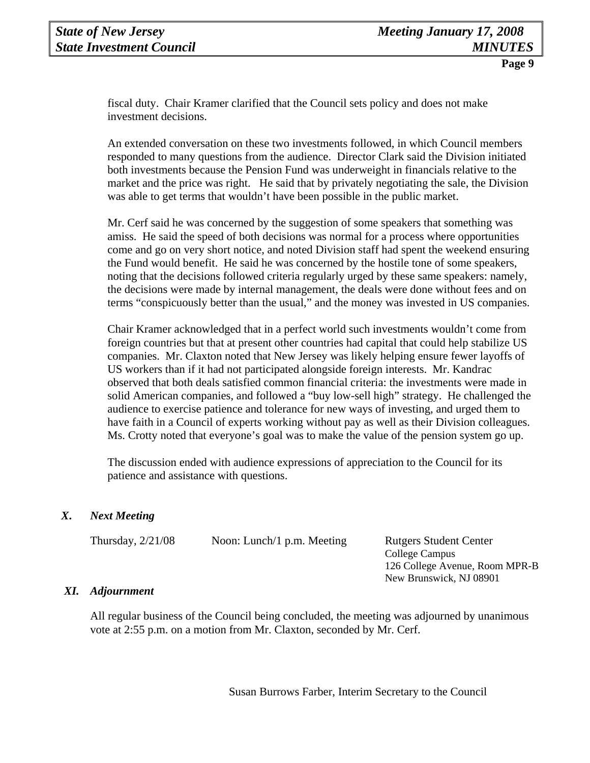fiscal duty. Chair Kramer clarified that the Council sets policy and does not make investment decisions.

An extended conversation on these two investments followed, in which Council members responded to many questions from the audience. Director Clark said the Division initiated both investments because the Pension Fund was underweight in financials relative to the market and the price was right. He said that by privately negotiating the sale, the Division was able to get terms that wouldn't have been possible in the public market.

Mr. Cerf said he was concerned by the suggestion of some speakers that something was amiss. He said the speed of both decisions was normal for a process where opportunities come and go on very short notice, and noted Division staff had spent the weekend ensuring the Fund would benefit. He said he was concerned by the hostile tone of some speakers, noting that the decisions followed criteria regularly urged by these same speakers: namely, the decisions were made by internal management, the deals were done without fees and on terms "conspicuously better than the usual," and the money was invested in US companies.

Chair Kramer acknowledged that in a perfect world such investments wouldn't come from foreign countries but that at present other countries had capital that could help stabilize US companies. Mr. Claxton noted that New Jersey was likely helping ensure fewer layoffs of US workers than if it had not participated alongside foreign interests. Mr. Kandrac observed that both deals satisfied common financial criteria: the investments were made in solid American companies, and followed a "buy low-sell high" strategy. He challenged the audience to exercise patience and tolerance for new ways of investing, and urged them to have faith in a Council of experts working without pay as well as their Division colleagues. Ms. Crotty noted that everyone's goal was to make the value of the pension system go up.

The discussion ended with audience expressions of appreciation to the Council for its patience and assistance with questions.

## *X. Next Meeting*

| | | |
|---|---|---|
| Thursday, 2/21/08 | Noon: Lunch/1 p.m. Meeting | Rutgers Student Center<br>College Campus<br>126 College Avenue, Room MPR-B<br>New Brunswick, NJ 08901 |

## *XI. Adjournment*

All regular business of the Council being concluded, the meeting was adjourned by unanimous vote at 2:55 p.m. on a motion from Mr. Claxton, seconded by Mr. Cerf.

Susan Burrows Farber, Interim Secretary to the Council